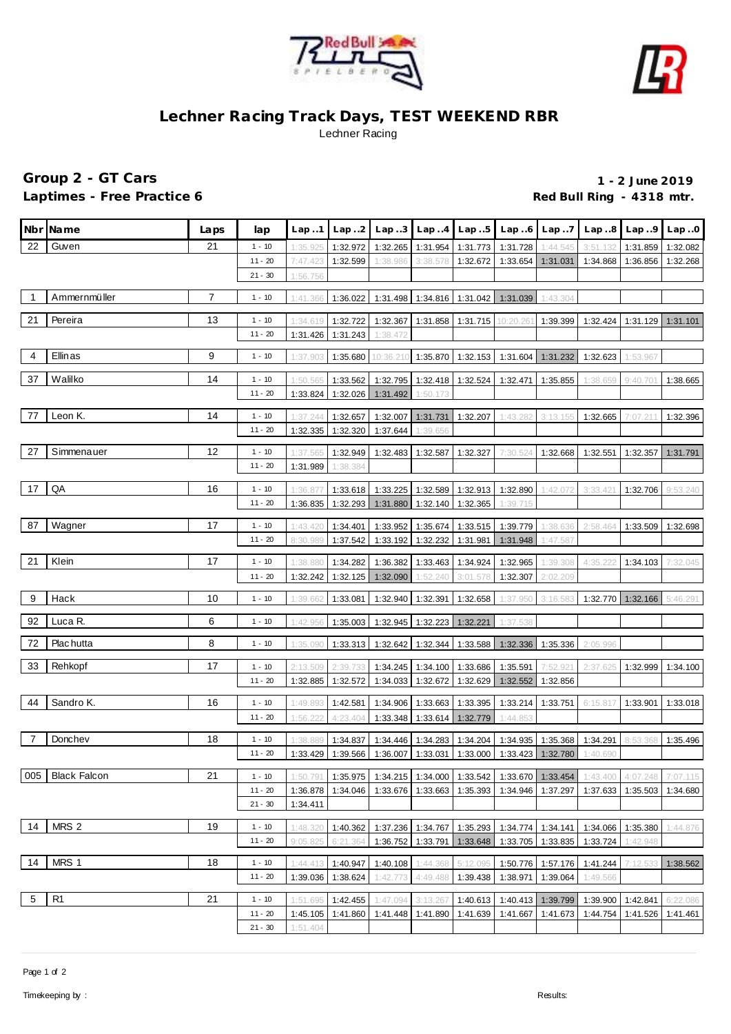# Lechner Racing Track Days, TEST WEEKEND RBR

Lechner Racing

## Group 2 - GT Cars

**Laptimes - Free Practice 6**

**1 - 2 June 2019**

**Red Bull Ring - 4318 mtr.**

| Nbr | Name | Laps | lap | Lap..1 | Lap..2 | Lap..3 | Lap..4 | Lap..5 | Lap..6 | Lap..7 | Lap..8 | Lap..9 | Lap..0 |
|---|---|---|---|---|---|---|---|---|---|---|---|---|---|
| 22 | Guven | 21 | 1 - 10 | 1:35.925 | 1:32.972 | 1:32.265 | 1:31.954 | 1:31.773 | 1:31.728 | 1:44.545 | 3:51.132 | 1:31.859 | 1:32.082 |
| | | | 11 - 20 | 7:47.423 | 1:32.599 | 1:38.986 | 3:38.578 | 1:32.672 | 1:33.654 | 1:31.031 | 1:34.868 | 1:36.856 | 1:32.268 |
| | | | 21 - 30 | 1:56.756 | | | | | | | | | |
| 1 | Ammernmüller | 7 | 1 - 10 | 1:41.366 | 1:36.022 | 1:31.498 | 1:34.816 | 1:31.042 | 1:31.039 | 1:43.304 | | | |
| 21 | Pereira | 13 | 1 - 10 | 1:34.619 | 1:32.722 | 1:32.367 | 1:31.858 | 1:31.715 | 10:20.261 | 1:39.399 | 1:32.424 | 1:31.129 | 1:31.101 |
| | | | 11 - 20 | 1:31.426 | 1:31.243 | 1:38.472 | | | | | | | |
| 4 | Ellinas | 9 | 1 - 10 | 1:37.903 | 1:35.680 | 10:36.210 | 1:35.870 | 1:32.153 | 1:31.604 | 1:31.232 | 1:32.623 | 1:53.967 | |
| 37 | Walilko | 14 | 1 - 10 | 1:50.565 | 1:33.562 | 1:32.795 | 1:32.418 | 1:32.524 | 1:32.471 | 1:35.855 | 1:38.659 | 9:40.701 | 1:38.665 |
| | | | 11 - 20 | 1:33.824 | 1:32.026 | 1:31.492 | 1:50.173 | | | | | | |
| 77 | Leon K. | 14 | 1 - 10 | 1:37.244 | 1:32.657 | 1:32.007 | 1:31.731 | 1:32.207 | 1:43.282 | 3:13.155 | 1:32.665 | 7:07.211 | 1:32.396 |
| | | | 11 - 20 | 1:32.335 | 1:32.320 | 1:37.644 | 1:39.656 | | | | | | |
| 27 | Simmenauer | 12 | 1 - 10 | 1:37.565 | 1:32.949 | 1:32.483 | 1:32.587 | 1:32.327 | 7:30.524 | 1:32.668 | 1:32.551 | 1:32.357 | 1:31.791 |
| | | | 11 - 20 | 1:31.989 | 1:38.384 | | | | | | | | |
| 17 | QA | 16 | 1 - 10 | 1:36.877 | 1:33.618 | 1:33.225 | 1:32.589 | 1:32.913 | 1:32.890 | 1:42.072 | 3:33.421 | 1:32.706 | 9:53.240 |
| | | | 11 - 20 | 1:36.835 | 1:32.293 | 1:31.880 | 1:32.140 | 1:32.365 | 1:39.715 | | | | |
| 87 | Wagner | 17 | 1 - 10 | 1:43.420 | 1:34.401 | 1:33.952 | 1:35.674 | 1:33.515 | 1:39.779 | 1:38.636 | 2:58.464 | 1:33.509 | 1:32.698 |
| | | | 11 - 20 | 8:30.989 | 1:37.542 | 1:33.192 | 1:32.232 | 1:31.981 | 1:31.948 | 1:47.587 | | | |
| 21 | Klein | 17 | 1 - 10 | 1:38.880 | 1:34.282 | 1:36.382 | 1:33.463 | 1:34.924 | 1:32.965 | 1:39.308 | 4:35.222 | 1:34.103 | 7:32.045 |
| | | | 11 - 20 | 1:32.242 | 1:32.125 | 1:32.090 | 1:52.240 | 3:01.578 | 1:32.307 | 2:02.209 | | | |
| 9 | Hack | 10 | 1 - 10 | 1:39.662 | 1:33.081 | 1:32.940 | 1:32.391 | 1:32.658 | 1:37.950 | 3:16.583 | 1:32.770 | 1:32.166 | 5:46.291 |
| 92 | Luca R. | 6 | 1 - 10 | 1:42.956 | 1:35.003 | 1:32.945 | 1:32.223 | 1:32.221 | 1:37.538 | | | | |
| 72 | Plachutta | 8 | 1 - 10 | 1:35.090 | 1:33.313 | 1:32.642 | 1:32.344 | 1:33.588 | 1:32.336 | 1:35.336 | 2:05.996 | | |
| 33 | Rehkopf | 17 | 1 - 10 | 2:13.509 | 2:39.733 | 1:34.245 | 1:34.100 | 1:33.686 | 1:35.591 | 7:52.921 | 2:37.625 | 1:32.999 | 1:34.100 |
| | | | 11 - 20 | 1:32.885 | 1:32.572 | 1:34.033 | 1:32.672 | 1:32.629 | 1:32.552 | 1:32.856 | | | |
| 44 | Sandro K. | 16 | 1 - 10 | 1:49.893 | 1:42.581 | 1:34.906 | 1:33.663 | 1:33.395 | 1:33.214 | 1:33.751 | 6:15.817 | 1:33.901 | 1:33.018 |
| | | | 11 - 20 | 1:56.222 | 4:23.404 | 1:33.348 | 1:33.614 | 1:32.779 | 1:44.853 | | | | |
| 7 | Donchev | 18 | 1 - 10 | 1:38.889 | 1:34.837 | 1:34.446 | 1:34.283 | 1:34.204 | 1:34.935 | 1:35.368 | 1:34.291 | 8:53.368 | 1:35.496 |
| | | | 11 - 20 | 1:33.429 | 1:39.566 | 1:36.007 | 1:33.031 | 1:33.000 | 1:33.423 | 1:32.780 | 1:40.690 | | |
| 005 | Black Falcon | 21 | 1 - 10 | 1:50.791 | 1:35.975 | 1:34.215 | 1:34.000 | 1:33.542 | 1:33.670 | 1:33.454 | 1:43.400 | 4:07.248 | 7:07.115 |
| | | | 11 - 20 | 1:36.878 | 1:34.046 | 1:33.676 | 1:33.663 | 1:35.393 | 1:34.946 | 1:37.297 | 1:37.633 | 1:35.503 | 1:34.680 |
| | | | 21 - 30 | 1:34.411 | | | | | | | | | |
| 14 | MRS 2 | 19 | 1 - 10 | 1:48.320 | 1:40.362 | 1:37.236 | 1:34.767 | 1:35.293 | 1:34.774 | 1:34.141 | 1:34.066 | 1:35.380 | 1:44.876 |
| | | | 11 - 20 | 9:05.825 | 6:21.364 | 1:36.752 | 1:33.791 | 1:33.648 | 1:33.705 | 1:33.835 | 1:33.724 | 1:42.948 | |
| 14 | MRS 1 | 18 | 1 - 10 | 1:44.413 | 1:40.947 | 1:40.108 | 1:44.368 | 5:12.095 | 1:50.776 | 1:57.176 | 1:41.244 | 7:12.533 | 1:38.562 |
| | | | 11 - 20 | 1:39.036 | 1:38.624 | 1:42.773 | 4:49.488 | 1:39.438 | 1:38.971 | 1:39.064 | 1:49.566 | | |
| 5 | R1 | 21 | 1 - 10 | 1:51.695 | 1:42.455 | 1:47.094 | 3:13.267 | 1:40.613 | 1:40.413 | 1:39.799 | 1:39.900 | 1:42.841 | 6:22.086 |
| | | | 11 - 20 | 1:45.105 | 1:41.860 | 1:41.448 | 1:41.890 | 1:41.639 | 1:41.667 | 1:41.673 | 1:44.754 | 1:41.526 | 1:41.461 |
| | | | 21 - 30 | 1:51.404 | | | | | | | | | |

Timekeeping by : Results: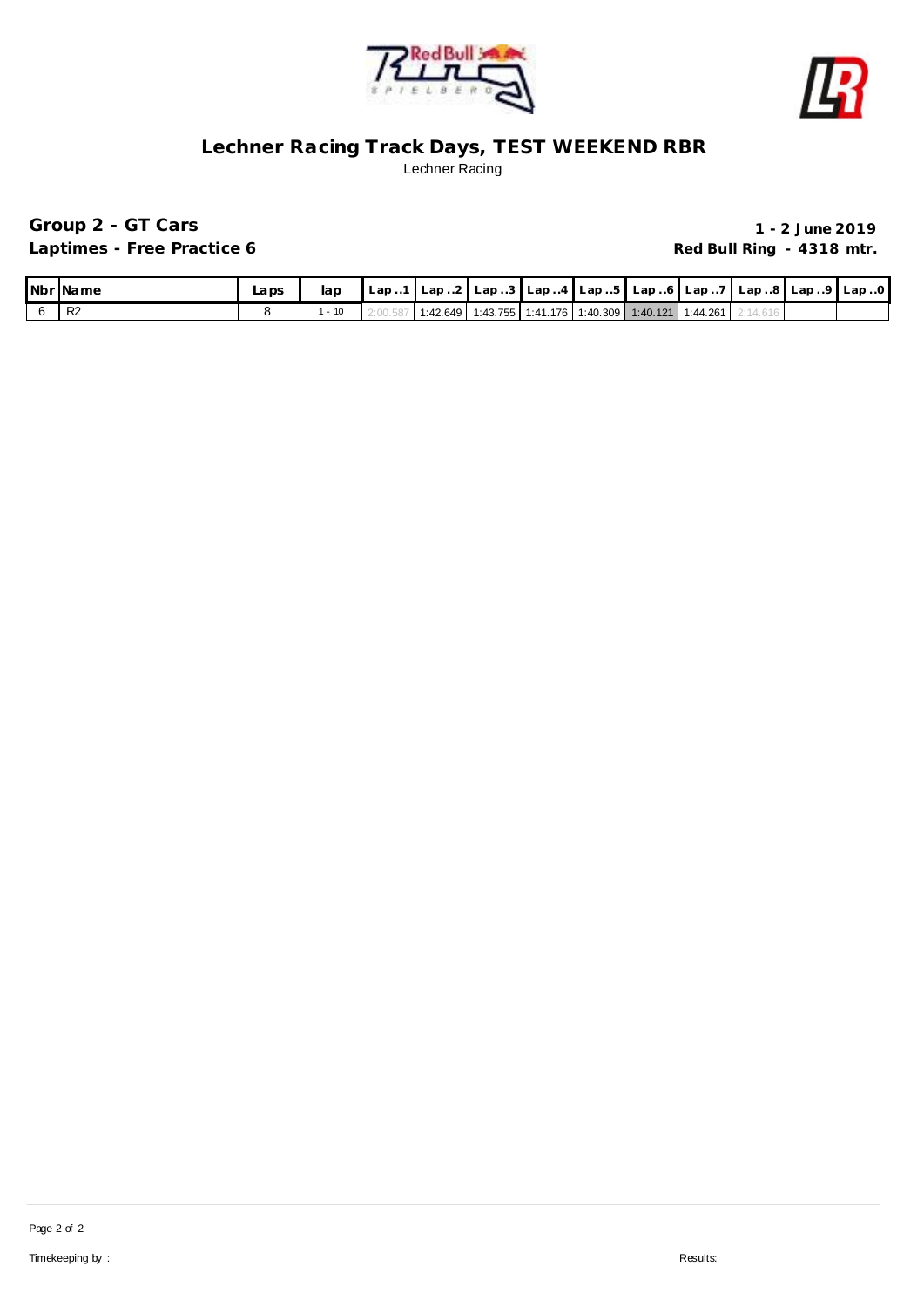# Lechner Racing Track Days, TEST WEEKEND RBR

Lechner Racing

## Group 2 - GT Cars

**Laptimes - Free Practice 6**

**1 - 2 June 2019**

**Red Bull Ring - 4318 mtr.**

| Nbr | Name | Laps | lap | Lap ..1 | Lap ..2 | Lap ..3 | Lap ..4 | Lap ..5 | Lap ..6 | Lap ..7 | Lap ..8 | Lap ..9 | Lap ..0 |
|---|---|---|---|---|---|---|---|---|---|---|---|---|---|
| 6 | R2 | 8 | 1 - 10 | 2:00.587 | 1:42.649 | 1:43.755 | 1:41.176 | 1:40.309 | 1:40.121 | 1:44.261 | 2:14.616 | | |

Timekeeping by :

Results: